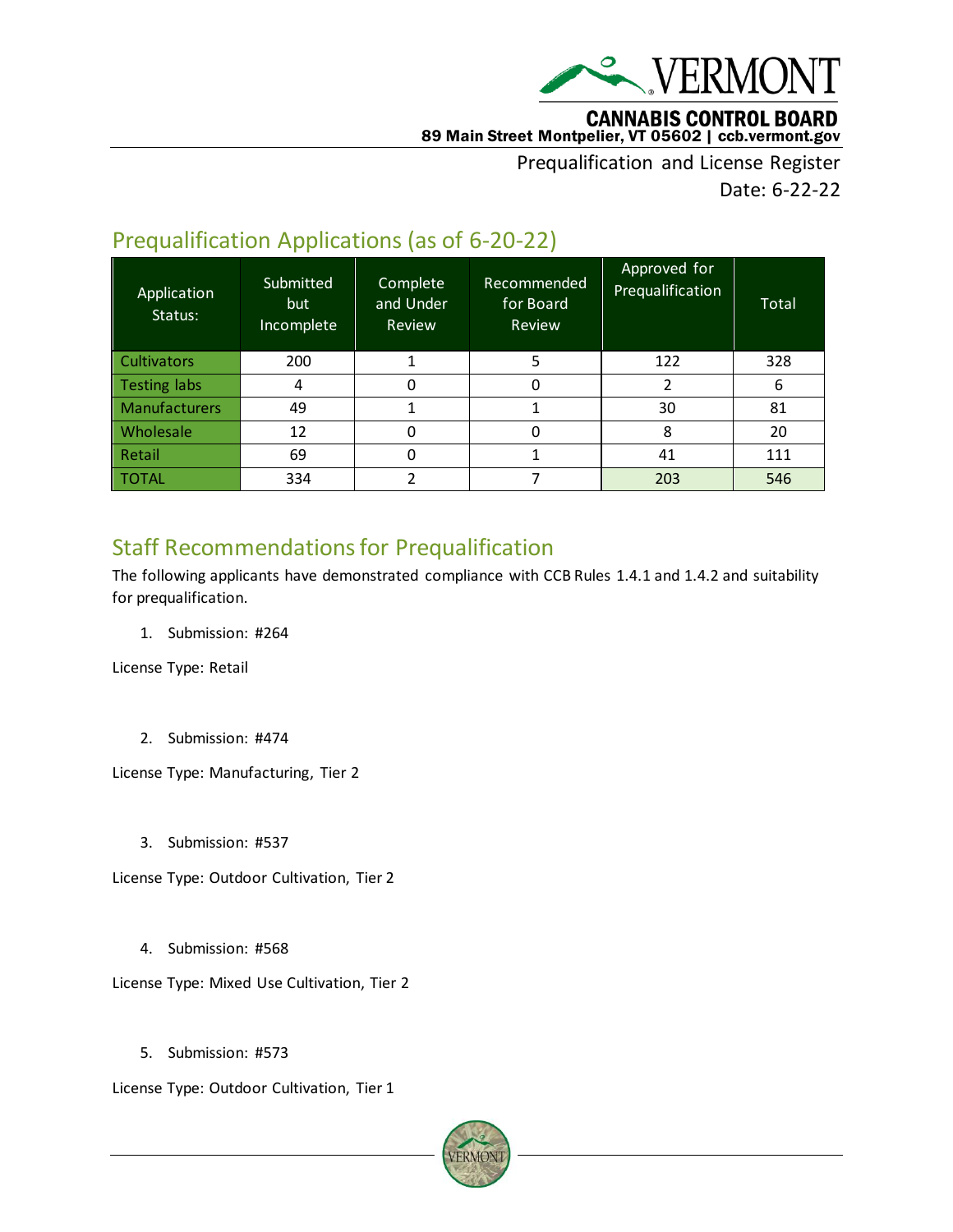VERMONT

CANNABIS CONTROL BOARD
89 Main Street Montpelier, VT 05602 | ccb.vermont.gov

Prequalification and License Register
Date: 6-22-22

## Prequalification Applications (as of 6-20-22)

| Application Status: | Submitted but Incomplete | Complete and Under Review | Recommended for Board Review | Approved for Prequalification | Total |
|---|---|---|---|---|---|
| Cultivators | 200 | 1 | 5 | 122 | 328 |
| Testing labs | 4 | 0 | 0 | 2 | 6 |
| Manufacturers | 49 | 1 | 1 | 30 | 81 |
| Wholesale | 12 | 0 | 0 | 8 | 20 |
| Retail | 69 | 0 | 1 | 41 | 111 |
| TOTAL | 334 | 2 | 7 | 203 | 546 |

## Staff Recommendations for Prequalification

The following applicants have demonstrated compliance with CCB Rules 1.4.1 and 1.4.2 and suitability for prequalification.

1. Submission: #264

License Type: Retail

2. Submission: #474

License Type: Manufacturing, Tier 2

3. Submission: #537

License Type: Outdoor Cultivation, Tier 2

4. Submission: #568

License Type: Mixed Use Cultivation, Tier 2

5. Submission: #573

License Type: Outdoor Cultivation, Tier 1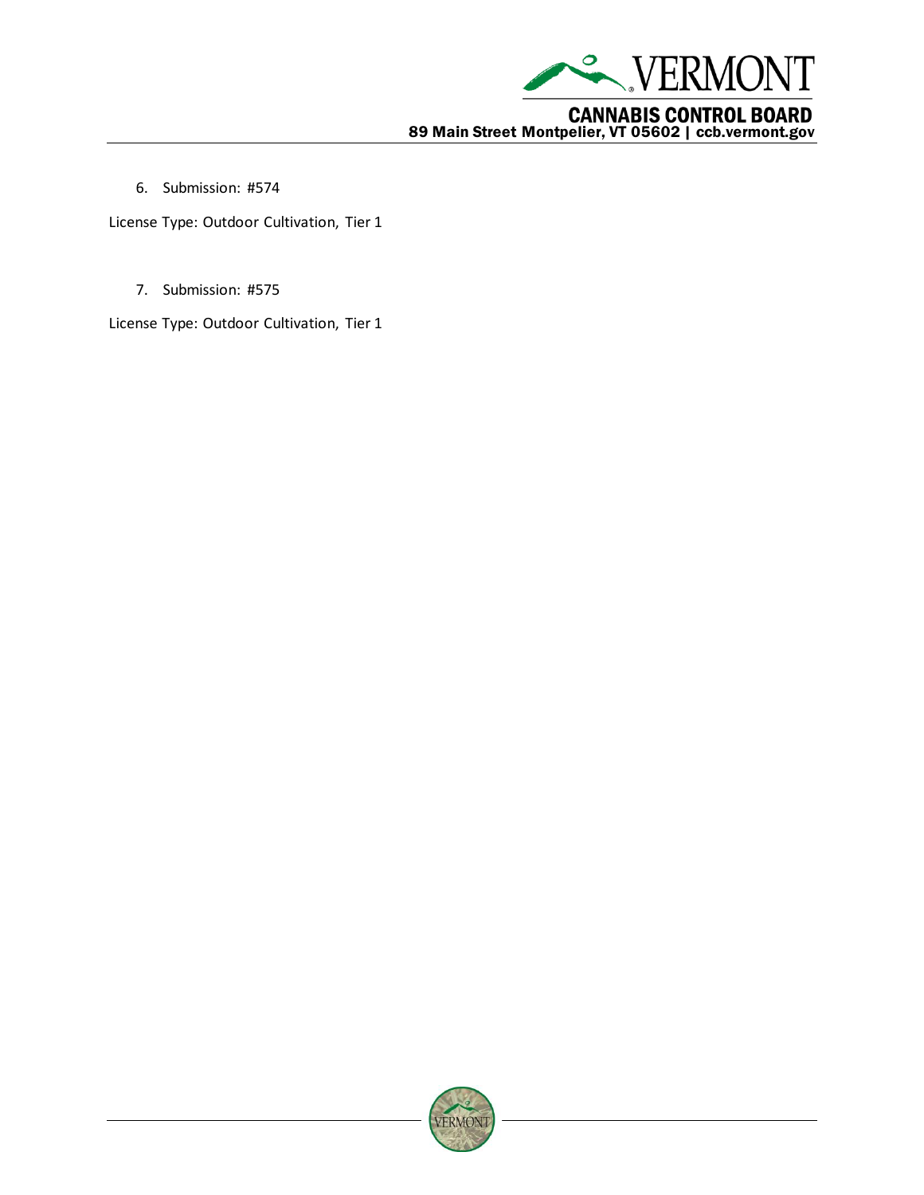6. Submission: #574

License Type: Outdoor Cultivation, Tier 1

7. Submission: #575

License Type: Outdoor Cultivation, Tier 1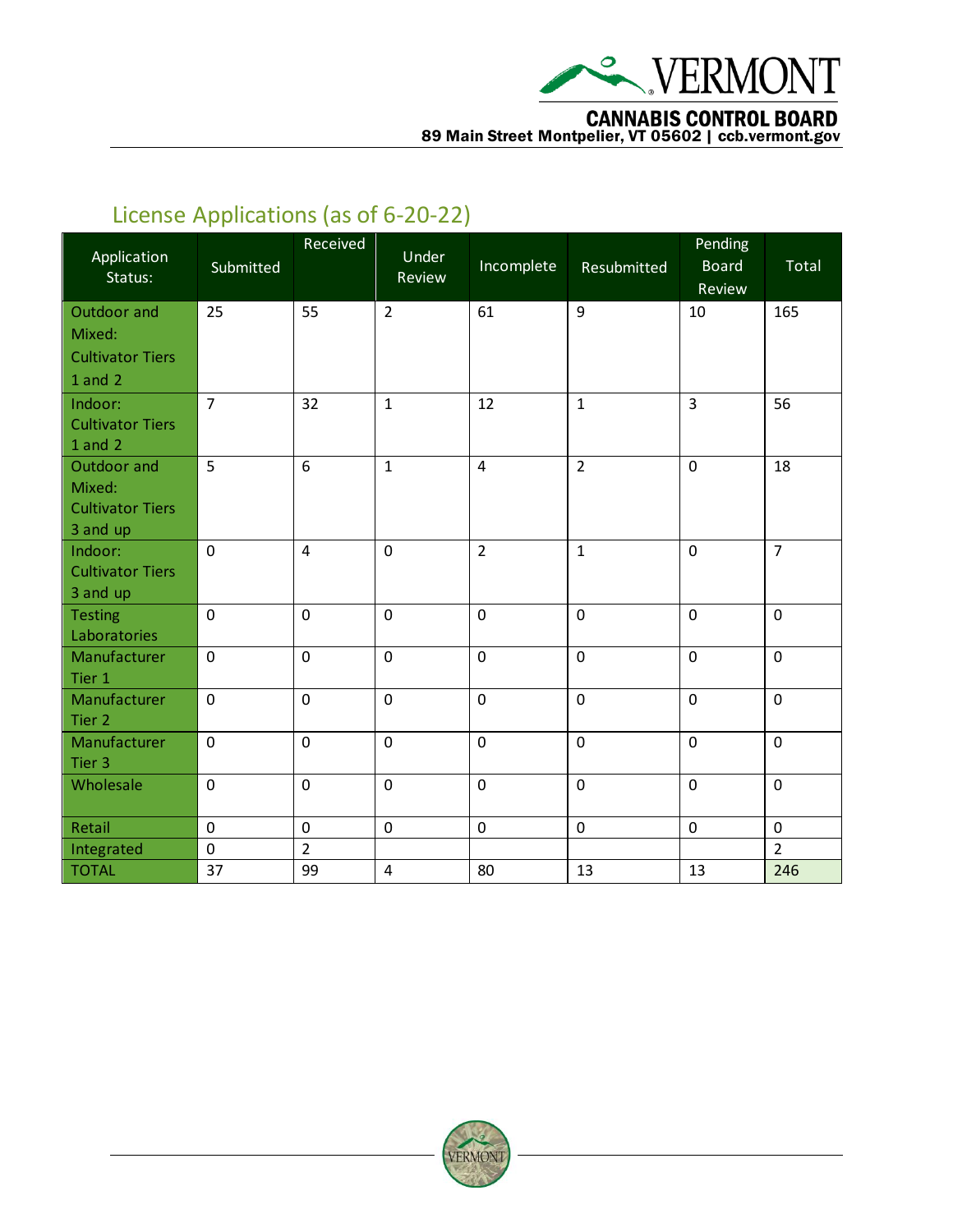## License Applications (as of 6-20-22)

| Application Status: | Submitted | Received | Under Review | Incomplete | Resubmitted | Pending Board Review | Total |
|---|---|---|---|---|---|---|---|
| Outdoor and Mixed: Cultivator Tiers 1 and 2 | 25 | 55 | 2 | 61 | 9 | 10 | 165 |
| Indoor: Cultivator Tiers 1 and 2 | 7 | 32 | 1 | 12 | 1 | 3 | 56 |
| Outdoor and Mixed: Cultivator Tiers 3 and up | 5 | 6 | 1 | 4 | 2 | 0 | 18 |
| Indoor: Cultivator Tiers 3 and up | 0 | 4 | 0 | 2 | 1 | 0 | 7 |
| Testing Laboratories | 0 | 0 | 0 | 0 | 0 | 0 | 0 |
| Manufacturer Tier 1 | 0 | 0 | 0 | 0 | 0 | 0 | 0 |
| Manufacturer Tier 2 | 0 | 0 | 0 | 0 | 0 | 0 | 0 |
| Manufacturer Tier 3 | 0 | 0 | 0 | 0 | 0 | 0 | 0 |
| Wholesale | 0 | 0 | 0 | 0 | 0 | 0 | 0 |
| Retail | 0 | 0 | 0 | 0 | 0 | 0 | 0 |
| Integrated | 0 | 2 | | | | | 2 |
| TOTAL | 37 | 99 | 4 | 80 | 13 | 13 | 246 |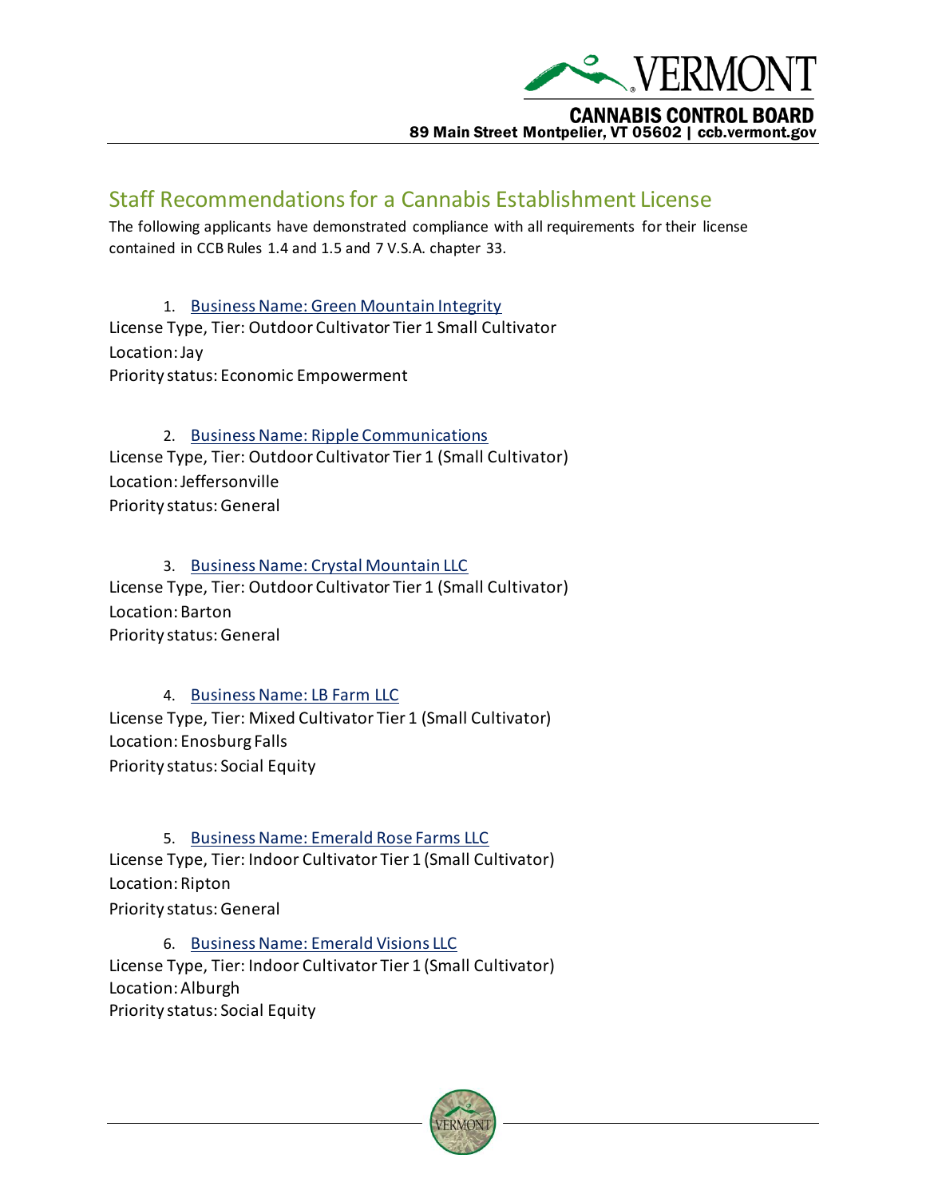## Staff Recommendations for a Cannabis Establishment License

The following applicants have demonstrated compliance with all requirements for their license contained in CCB Rules 1.4 and 1.5 and 7 V.S.A. chapter 33.

1. Business Name: Green Mountain Integrity

License Type, Tier: Outdoor Cultivator Tier 1 Small Cultivator
Location: Jay
Priority status: Economic Empowerment

2. Business Name: Ripple Communications

License Type, Tier: Outdoor Cultivator Tier 1 (Small Cultivator)
Location: Jeffersonville
Priority status: General

3. Business Name: Crystal Mountain LLC

License Type, Tier: Outdoor Cultivator Tier 1 (Small Cultivator)
Location: Barton
Priority status: General

4. Business Name: LB Farm LLC

License Type, Tier: Mixed Cultivator Tier 1 (Small Cultivator)
Location: Enosburg Falls
Priority status: Social Equity

5. Business Name: Emerald Rose Farms LLC

License Type, Tier: Indoor Cultivator Tier 1 (Small Cultivator)
Location: Ripton
Priority status: General

6. Business Name: Emerald Visions LLC

License Type, Tier: Indoor Cultivator Tier 1 (Small Cultivator)
Location: Alburgh
Priority status: Social Equity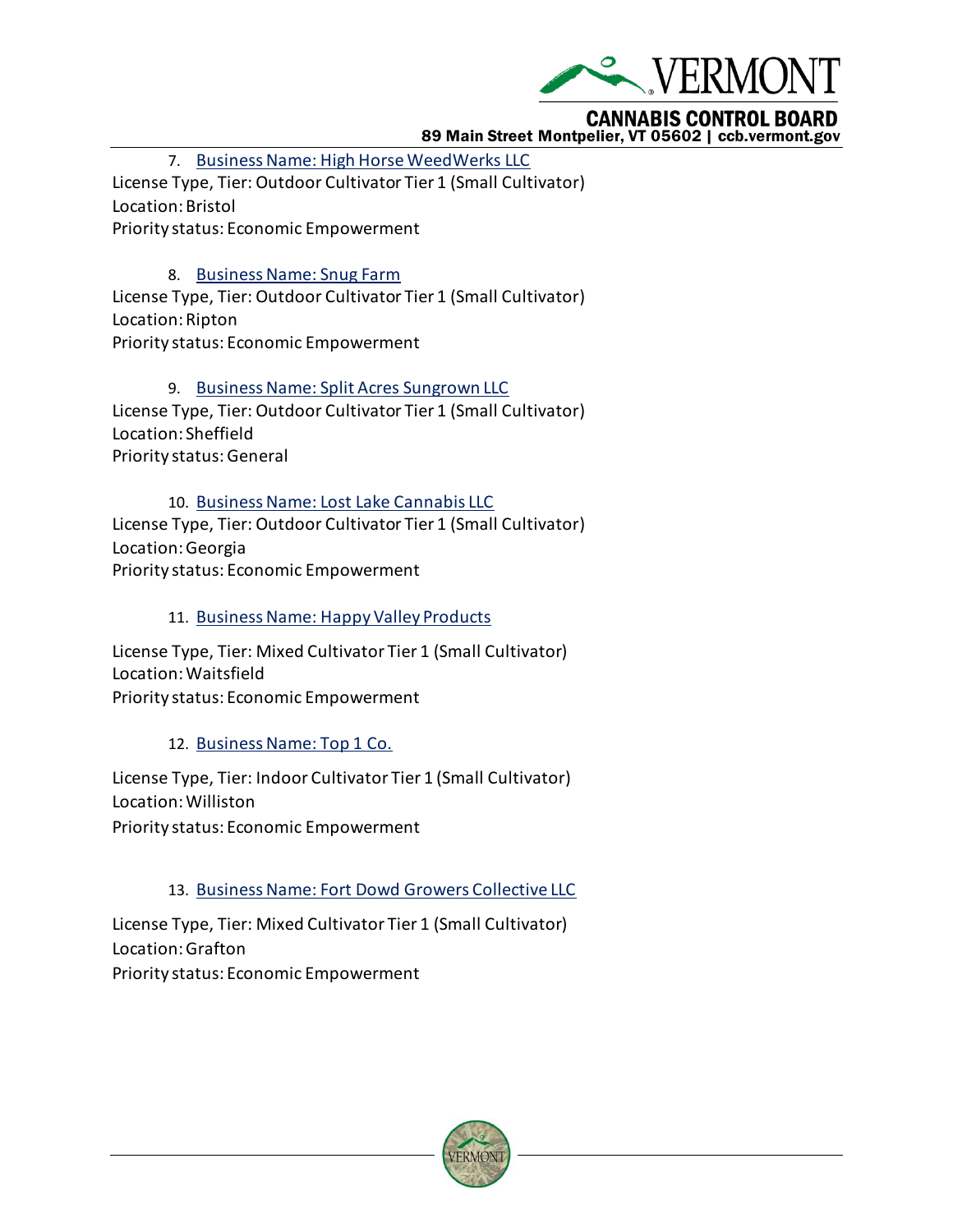7. Business Name: High Horse WeedWerks LLC

License Type, Tier: Outdoor Cultivator Tier 1 (Small Cultivator)
Location: Bristol
Priority status: Economic Empowerment

8. Business Name: Snug Farm

License Type, Tier: Outdoor Cultivator Tier 1 (Small Cultivator)
Location: Ripton
Priority status: Economic Empowerment

9. Business Name: Split Acres Sungrown LLC

License Type, Tier: Outdoor Cultivator Tier 1 (Small Cultivator)
Location: Sheffield
Priority status: General

10. Business Name: Lost Lake Cannabis LLC

License Type, Tier: Outdoor Cultivator Tier 1 (Small Cultivator)
Location: Georgia
Priority status: Economic Empowerment

11. Business Name: Happy Valley Products

License Type, Tier: Mixed Cultivator Tier 1 (Small Cultivator)
Location: Waitsfield
Priority status: Economic Empowerment

12. Business Name: Top 1 Co.

License Type, Tier: Indoor Cultivator Tier 1 (Small Cultivator)
Location: Williston
Priority status: Economic Empowerment

13. Business Name: Fort Dowd Growers Collective LLC

License Type, Tier: Mixed Cultivator Tier 1 (Small Cultivator)
Location: Grafton
Priority status: Economic Empowerment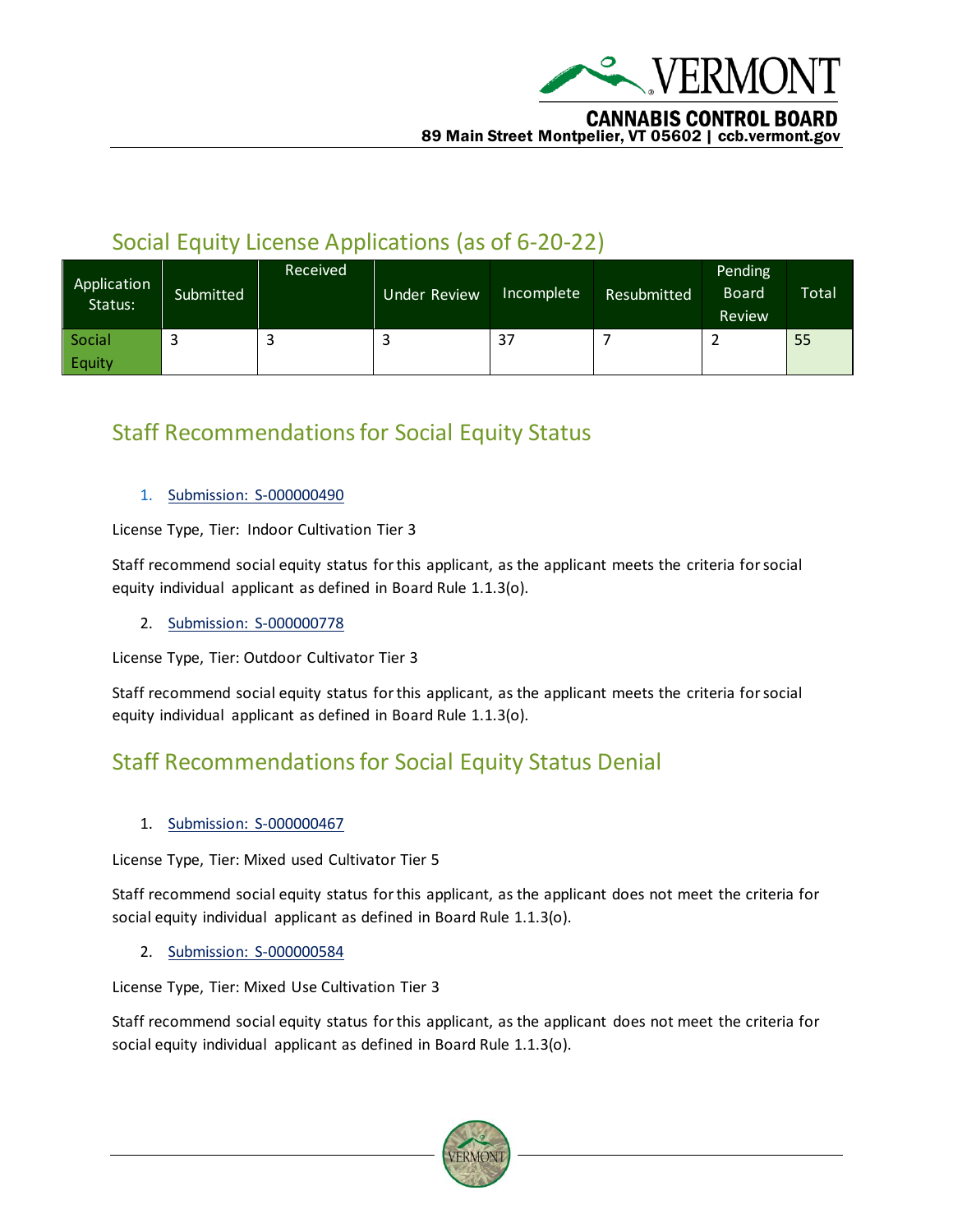## Social Equity License Applications (as of 6-20-22)

| Application Status: | Submitted | Received | Under Review | Incomplete | Resubmitted | Pending Board Review | Total |
|---|---|---|---|---|---|---|---|
| Social Equity | 3 | 3 | 3 | 37 | 7 | 2 | 55 |

## Staff Recommendations for Social Equity Status

1. Submission: S-000000490

License Type, Tier: Indoor Cultivation Tier 3

Staff recommend social equity status for this applicant, as the applicant meets the criteria for social equity individual applicant as defined in Board Rule 1.1.3(o).

2. Submission: S-000000778

License Type, Tier: Outdoor Cultivator Tier 3

Staff recommend social equity status for this applicant, as the applicant meets the criteria for social equity individual applicant as defined in Board Rule 1.1.3(o).

## Staff Recommendations for Social Equity Status Denial

1. Submission: S-000000467

License Type, Tier: Mixed used Cultivator Tier 5

Staff recommend social equity status for this applicant, as the applicant does not meet the criteria for social equity individual applicant as defined in Board Rule 1.1.3(o).

2. Submission: S-000000584

License Type, Tier: Mixed Use Cultivation Tier 3

Staff recommend social equity status for this applicant, as the applicant does not meet the criteria for social equity individual applicant as defined in Board Rule 1.1.3(o).